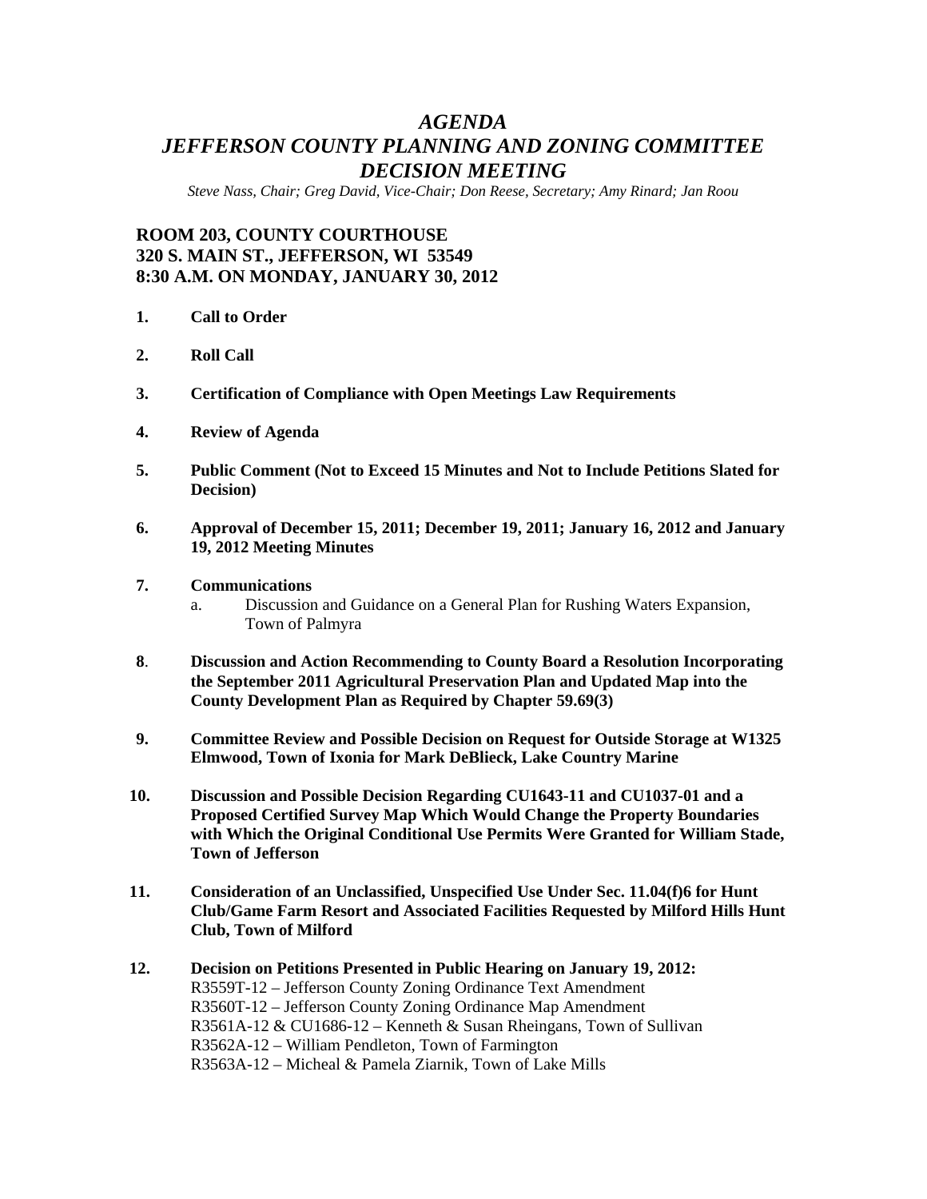# *AGENDA*
# *JEFFERSON COUNTY PLANNING AND ZONING COMMITTEE DECISION MEETING*

*Steve Nass, Chair; Greg David, Vice-Chair; Don Reese, Secretary; Amy Rinard; Jan Roou*

**ROOM 203, COUNTY COURTHOUSE**
**320 S. MAIN ST., JEFFERSON, WI 53549**
**8:30 A.M. ON MONDAY, JANUARY 30, 2012**

1. **Call to Order**

2. **Roll Call**

3. **Certification of Compliance with Open Meetings Law Requirements**

4. **Review of Agenda**

5. **Public Comment (Not to Exceed 15 Minutes and Not to Include Petitions Slated for Decision)**

6. **Approval of December 15, 2011; December 19, 2011; January 16, 2012 and January 19, 2012 Meeting Minutes**

7. **Communications**
   a. Discussion and Guidance on a General Plan for Rushing Waters Expansion, Town of Palmyra

8. **Discussion and Action Recommending to County Board a Resolution Incorporating the September 2011 Agricultural Preservation Plan and Updated Map into the County Development Plan as Required by Chapter 59.69(3)**

9. **Committee Review and Possible Decision on Request for Outside Storage at W1325 Elmwood, Town of Ixonia for Mark DeBlieck, Lake Country Marine**

10. **Discussion and Possible Decision Regarding CU1643-11 and CU1037-01 and a Proposed Certified Survey Map Which Would Change the Property Boundaries with Which the Original Conditional Use Permits Were Granted for William Stade, Town of Jefferson**

11. **Consideration of an Unclassified, Unspecified Use Under Sec. 11.04(f)6 for Hunt Club/Game Farm Resort and Associated Facilities Requested by Milford Hills Hunt Club, Town of Milford**

12. **Decision on Petitions Presented in Public Hearing on January 19, 2012:**
    R3559T-12 – Jefferson County Zoning Ordinance Text Amendment
    R3560T-12 – Jefferson County Zoning Ordinance Map Amendment
    R3561A-12 & CU1686-12 – Kenneth & Susan Rheingans, Town of Sullivan
    R3562A-12 – William Pendleton, Town of Farmington
    R3563A-12 – Micheal & Pamela Ziarnik, Town of Lake Mills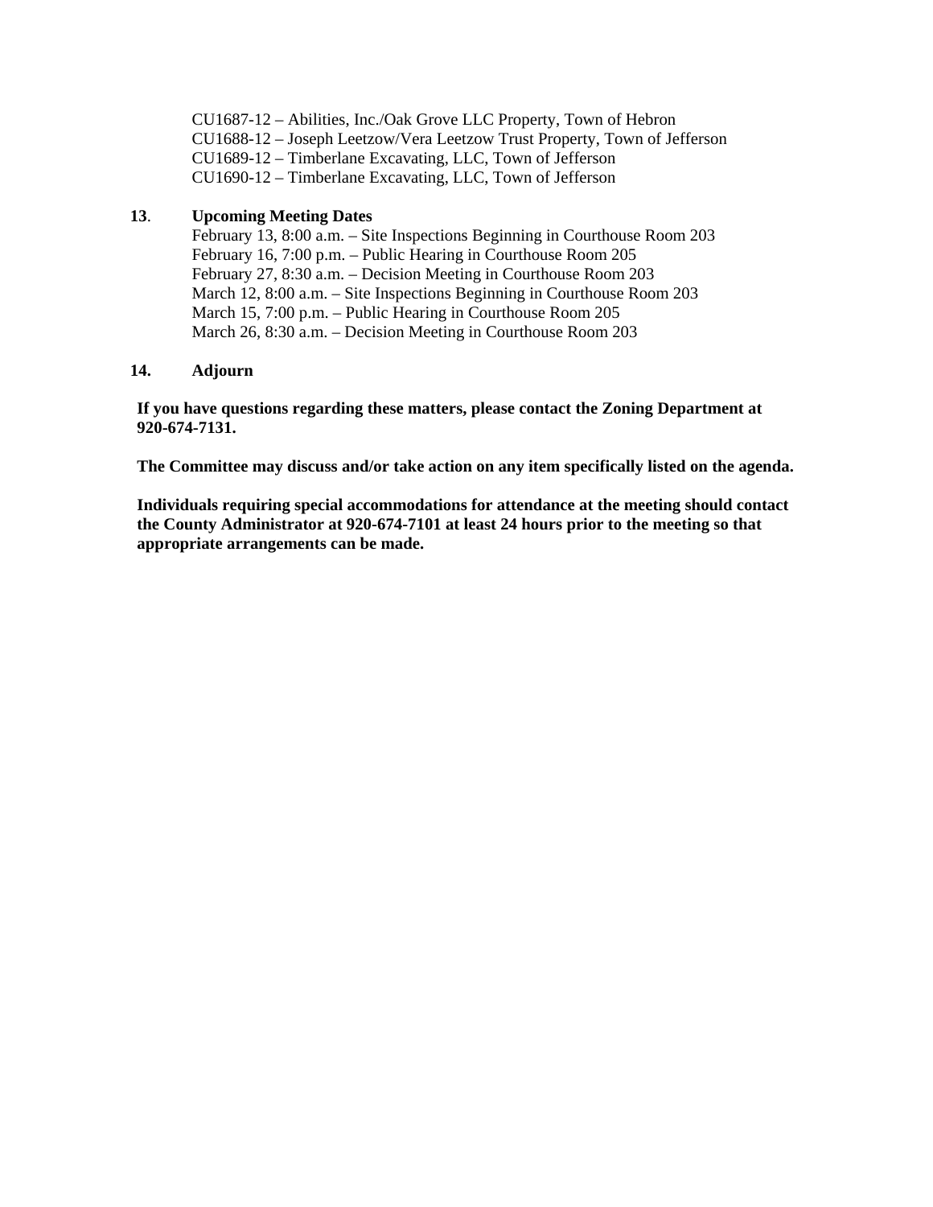CU1687-12 – Abilities, Inc./Oak Grove LLC Property, Town of Hebron
CU1688-12 – Joseph Leetzow/Vera Leetzow Trust Property, Town of Jefferson
CU1689-12 – Timberlane Excavating, LLC, Town of Jefferson
CU1690-12 – Timberlane Excavating, LLC, Town of Jefferson

**13**. **Upcoming Meeting Dates**

February 13, 8:00 a.m. – Site Inspections Beginning in Courthouse Room 203
February 16, 7:00 p.m. – Public Hearing in Courthouse Room 205
February 27, 8:30 a.m. – Decision Meeting in Courthouse Room 203
March 12, 8:00 a.m. – Site Inspections Beginning in Courthouse Room 203
March 15, 7:00 p.m. – Public Hearing in Courthouse Room 205
March 26, 8:30 a.m. – Decision Meeting in Courthouse Room 203

**14. Adjourn**

**If you have questions regarding these matters, please contact the Zoning Department at 920-674-7131.**

**The Committee may discuss and/or take action on any item specifically listed on the agenda.**

**Individuals requiring special accommodations for attendance at the meeting should contact the County Administrator at 920-674-7101 at least 24 hours prior to the meeting so that appropriate arrangements can be made.**